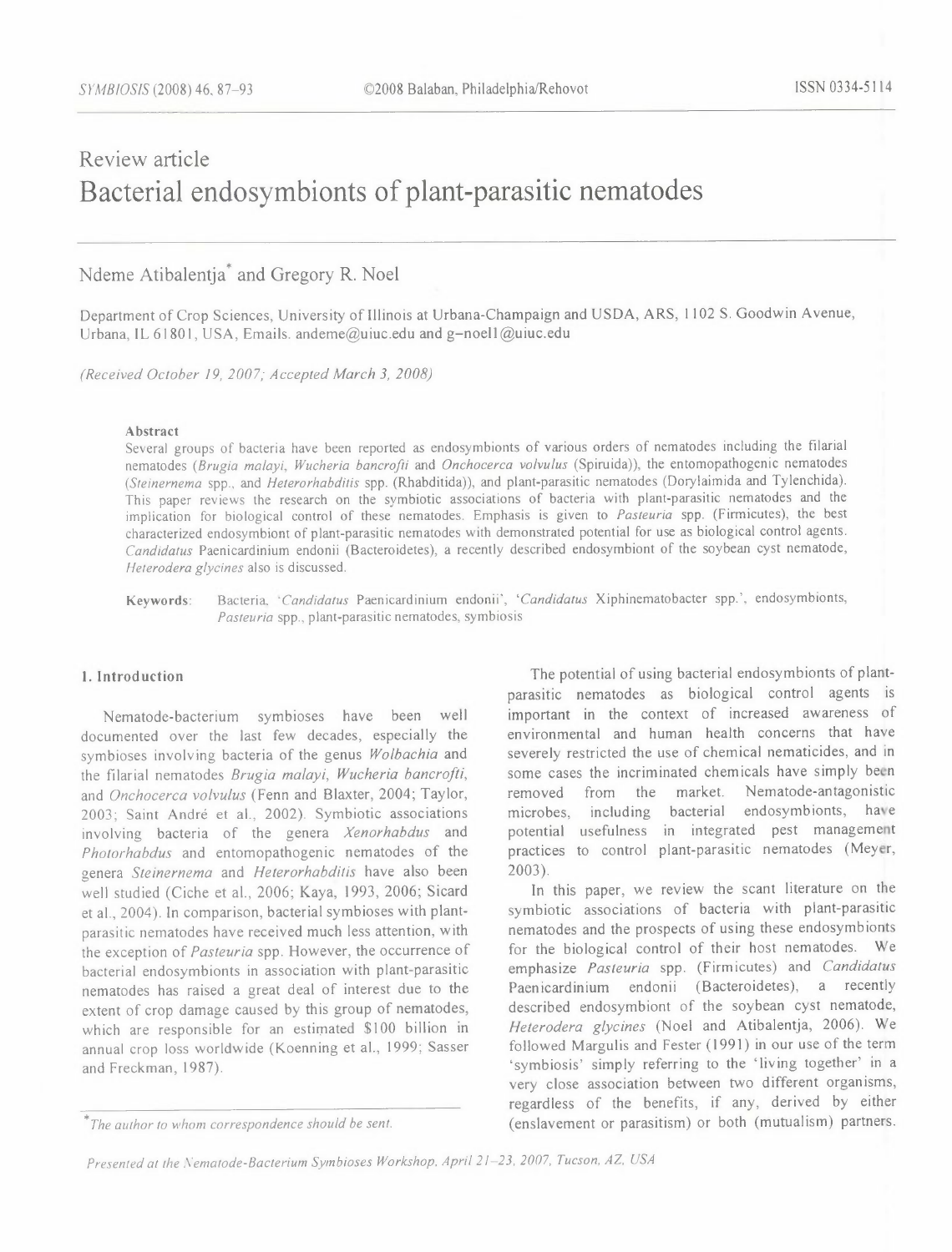Review article

# Bacterial endosymbionts of plant-parasitic nematodes

Ndeme Atibalentja* and Gregory R. Noel

Department of Crop Sciences, University of Illinois at Urbana-Champaign and USDA, ARS, 1102 S. Goodwin Avenue, Urbana, IL 61801, USA, Emails. andeme@uiuc.edu and g-noel1@uiuc.edu

*(Received October 19, 2007; Accepted March 3, 2008)*

### Abstract

Several groups of bacteria have been reported as endosymbionts of various orders of nematodes including the filarial nematodes (*Brugia malayi*, *Wucheria bancrofti* and *Onchocerca volvulus* (Spiruida)), the entomopathogenic nematodes (*Steinernema* spp., and *Heterorhabditis* spp. (Rhabditida)), and plant-parasitic nematodes (Dorylaimida and Tylenchida). This paper reviews the research on the symbiotic associations of bacteria with plant-parasitic nematodes and the implication for biological control of these nematodes. Emphasis is given to *Pasteuria* spp. (Firmicutes), the best characterized endosymbiont of plant-parasitic nematodes with demonstrated potential for use as biological control agents. *Candidatus* Paenicardinium endonii (Bacteroidetes), a recently described endosymbiont of the soybean cyst nematode, *Heterodera glycines* also is discussed.

**Keywords:** Bacteria, '*Candidatus* Paenicardinium endonii', '*Candidatus* Xiphinematobacter spp.', endosymbionts, *Pasteuria* spp., plant-parasitic nematodes, symbiosis

## 1. Introduction

Nematode-bacterium symbioses have been well documented over the last few decades, especially the symbioses involving bacteria of the genus *Wolbachia* and the filarial nematodes *Brugia malayi*, *Wucheria bancrofti*, and *Onchocerca volvulus* (Fenn and Blaxter, 2004; Taylor, 2003; Saint André et al., 2002). Symbiotic associations involving bacteria of the genera *Xenorhabdus* and *Photorhabdus* and entomopathogenic nematodes of the genera *Steinernema* and *Heterorhabditis* have also been well studied (Ciche et al., 2006; Kaya, 1993, 2006; Sicard et al., 2004). In comparison, bacterial symbioses with plant-parasitic nematodes have received much less attention, with the exception of *Pasteuria* spp. However, the occurrence of bacterial endosymbionts in association with plant-parasitic nematodes has raised a great deal of interest due to the extent of crop damage caused by this group of nematodes, which are responsible for an estimated $100 billion in annual crop loss worldwide (Koenning et al., 1999; Sasser and Freckman, 1987).

The potential of using bacterial endosymbionts of plant-parasitic nematodes as biological control agents is important in the context of increased awareness of environmental and human health concerns that have severely restricted the use of chemical nematicides, and in some cases the incriminated chemicals have simply been removed from the market. Nematode-antagonistic microbes, including bacterial endosymbionts, have potential usefulness in integrated pest management practices to control plant-parasitic nematodes (Meyer, 2003).

In this paper, we review the scant literature on the symbiotic associations of bacteria with plant-parasitic nematodes and the prospects of using these endosymbionts for the biological control of their host nematodes. We emphasize *Pasteuria* spp. (Firmicutes) and *Candidatus* Paenicardinium endonii (Bacteroidetes), a recently described endosymbiont of the soybean cyst nematode, *Heterodera glycines* (Noel and Atibalentja, 2006). We followed Margulis and Fester (1991) in our use of the term 'symbiosis' simply referring to the 'living together' in a very close association between two different organisms, regardless of the benefits, if any, derived by either (enslavement or parasitism) or both (mutualism) partners.

*The author to whom correspondence should be sent.

*Presented at the Nematode-Bacterium Symbioses Workshop, April 21–23, 2007, Tucson, AZ, USA*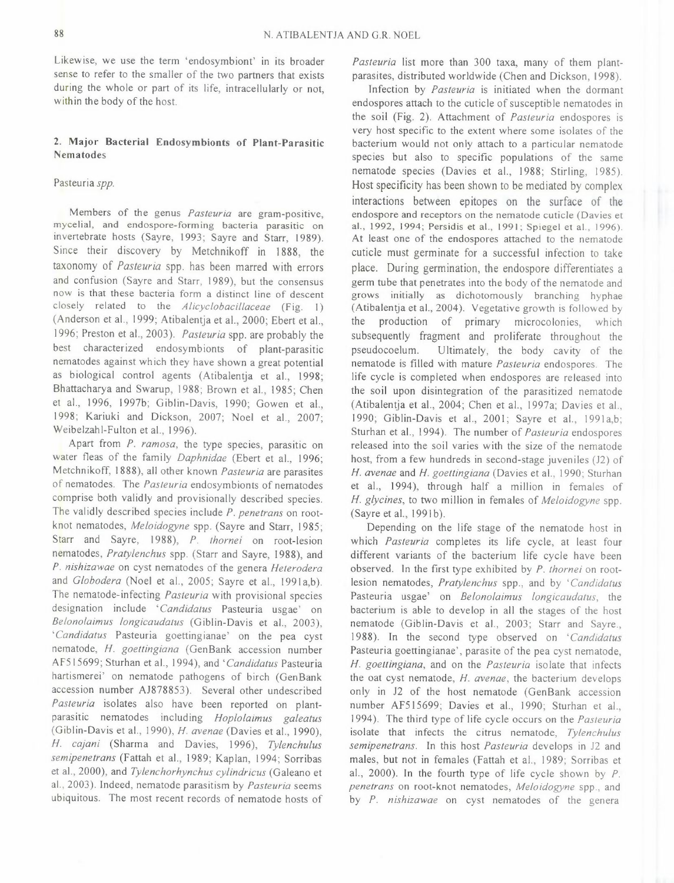Likewise, we use the term 'endosymbiont' in its broader sense to refer to the smaller of the two partners that exists during the whole or part of its life, intracellularly or not, within the body of the host.

## 2. Major Bacterial Endosymbionts of Plant-Parasitic Nematodes

### *Pasteuria spp.*

Members of the genus *Pasteuria* are gram-positive, mycelial, and endospore-forming bacteria parasitic on invertebrate hosts (Sayre, 1993; Sayre and Starr, 1989). Since their discovery by Metchnikoff in 1888, the taxonomy of *Pasteuria* spp. has been marred with errors and confusion (Sayre and Starr, 1989), but the consensus now is that these bacteria form a distinct line of descent closely related to the *Alicyclobacillaceae* (Fig. 1) (Anderson et al., 1999; Atibalentja et al., 2000; Ebert et al., 1996; Preston et al., 2003). *Pasteuria* spp. are probably the best characterized endosymbionts of plant-parasitic nematodes against which they have shown a great potential as biological control agents (Atibalentja et al., 1998; Bhattacharya and Swarup, 1988; Brown et al., 1985; Chen et al., 1996, 1997b; Giblin-Davis, 1990; Gowen et al., 1998; Kariuki and Dickson, 2007; Noel et al., 2007; Weibelzahl-Fulton et al., 1996).

Apart from *P. ramosa*, the type species, parasitic on water fleas of the family *Daphnidae* (Ebert et al., 1996; Metchnikoff, 1888), all other known *Pasteuria* are parasites of nematodes. The *Pasteuria* endosymbionts of nematodes comprise both validly and provisionally described species. The validly described species include *P. penetrans* on root-knot nematodes, *Meloidogyne* spp. (Sayre and Starr, 1985; Starr and Sayre, 1988), *P. thornei* on root-lesion nematodes, *Pratylenchus* spp. (Starr and Sayre, 1988), and *P. nishizawae* on cyst nematodes of the genera *Heterodera* and *Globodera* (Noel et al., 2005; Sayre et al., 1991a,b). The nematode-infecting *Pasteuria* with provisional species designation include '*Candidatus* Pasteuria usgae' on *Belonolaimus longicaudatus* (Giblin-Davis et al., 2003), '*Candidatus* Pasteuria goettingianae' on the pea cyst nematode, *H. goettingiana* (GenBank accession number AF515699; Sturhan et al., 1994), and '*Candidatus* Pasteuria hartismerei' on nematode pathogens of birch (GenBank accession number AJ878853). Several other undescribed *Pasteuria* isolates also have been reported on plant-parasitic nematodes including *Hoplolaimus galeatus* (Giblin-Davis et al., 1990), *H. avenae* (Davies et al., 1990), *H. cajani* (Sharma and Davies, 1996), *Tylenchulus semipenetrans* (Fattah et al., 1989; Kaplan, 1994; Sorribas et al., 2000), and *Tylenchorhynchus cylindricus* (Galeano et al., 2003). Indeed, nematode parasitism by *Pasteuria* seems ubiquitous. The most recent records of nematode hosts of *Pasteuria* list more than 300 taxa, many of them plant-parasites, distributed worldwide (Chen and Dickson, 1998).

Infection by *Pasteuria* is initiated when the dormant endospores attach to the cuticle of susceptible nematodes in the soil (Fig. 2). Attachment of *Pasteuria* endospores is very host specific to the extent where some isolates of the bacterium would not only attach to a particular nematode species but also to specific populations of the same nematode species (Davies et al., 1988; Stirling, 1985). Host specificity has been shown to be mediated by complex interactions between epitopes on the surface of the endospore and receptors on the nematode cuticle (Davies et al., 1992, 1994; Persidis et al., 1991; Spiegel et al., 1996). At least one of the endospores attached to the nematode cuticle must germinate for a successful infection to take place. During germination, the endospore differentiates a germ tube that penetrates into the body of the nematode and grows initially as dichotomously branching hyphae (Atibalentja et al., 2004). Vegetative growth is followed by the production of primary microcolonies, which subsequently fragment and proliferate throughout the pseudocoelum. Ultimately, the body cavity of the nematode is filled with mature *Pasteuria* endospores. The life cycle is completed when endospores are released into the soil upon disintegration of the parasitized nematode (Atibalentja et al., 2004; Chen et al., 1997a; Davies et al., 1990; Giblin-Davis et al., 2001; Sayre et al., 1991a,b; Sturhan et al., 1994). The number of *Pasteuria* endospores released into the soil varies with the size of the nematode host, from a few hundreds in second-stage juveniles (J2) of *H. avenae* and *H. goettingiana* (Davies et al., 1990; Sturhan et al., 1994), through half a million in females of *H. glycines*, to two million in females of *Meloidogyne* spp. (Sayre et al., 1991b).

Depending on the life stage of the nematode host in which *Pasteuria* completes its life cycle, at least four different variants of the bacterium life cycle have been observed. In the first type exhibited by *P. thornei* on root-lesion nematodes, *Pratylenchus* spp., and by '*Candidatus* Pasteuria usgae' on *Belonolaimus longicaudatus*, the bacterium is able to develop in all the stages of the host nematode (Giblin-Davis et al., 2003; Starr and Sayre, 1988). In the second type observed on '*Candidatus* Pasteuria goettingianae', parasite of the pea cyst nematode, *H. goettingiana*, and on the *Pasteuria* isolate that infects the oat cyst nematode, *H. avenae*, the bacterium develops only in J2 of the host nematode (GenBank accession number AF515699; Davies et al., 1990; Sturhan et al., 1994). The third type of life cycle occurs on the *Pasteuria* isolate that infects the citrus nematode, *Tylenchulus semipenetrans*. In this host *Pasteuria* develops in J2 and males, but not in females (Fattah et al., 1989; Sorribas et al., 2000). In the fourth type of life cycle shown by *P. penetrans* on root-knot nematodes, *Meloidogyne* spp., and by *P. nishizawae* on cyst nematodes of the genera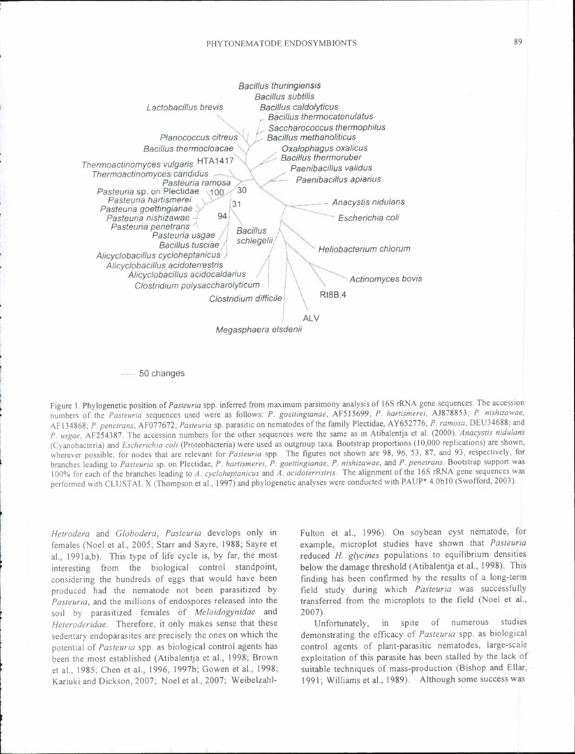Figure 1. Phylogenetic position of *Pasteuria* spp. inferred from maximum parsimony analysis of 16S rRNA gene sequences. The accession numbers of the *Pasteuria* sequences used were as follows: *P. goettingianae*, AF515699; *P. hartismerei*, AJ878853; *P. nishizawae*, AF134868; *P. penetrans*, AF077672; *Pasteuria* sp. parasitic on nematodes of the family Plectidae, AY652776; *P. ramosa*, DEU34688; and *P. usgae*, AF254387. The accession numbers for the other sequences were the same as in Atibalentja et al. (2000). *Anacystis nidulans* (Cyanobacteria) and *Escherichia coli* (Proteobacteria) were used as outgroup taxa. Bootstrap proportions (10,000 replications) are shown, wherever possible, for nodes that are relevant for *Pasteuria* spp. The figures not shown are 98, 96, 53, 87, and 93, respectively, for branches leading to *Pasteuria* sp. on Plectidae, *P. hartismerei*, *P. goettingianae*, *P. nishizawae*, and *P. penetrans*. Bootstrap support was 100% for each of the branches leading to *A. cycloheptanicus* and *A. acidoterristris*. The alignment of the 16S rRNA gene sequences was performed with CLUSTAL X (Thompson et al., 1997) and phylogenetic analyses were conducted with PAUP* 4.0b10 (Swofford, 2003).

*Hetrodera* and *Globodera*, *Pasteuria* develops only in females (Noel et al., 2005; Starr and Sayre, 1988; Sayre et al., 1991a,b). This type of life cycle is, by far, the most interesting from the biological control standpoint, considering the hundreds of eggs that would have been produced had the nematode not been parasitized by *Pasteuria*, and the millions of endospores released into the soil by parasitized females of *Meloidogynidae* and *Heteroderidae*. Therefore, it only makes sense that these sedentary endoparasites are precisely the ones on which the potential of *Pasteuria* spp. as biological control agents has been the most established (Atibalentja et al., 1998; Brown et al., 1985; Chen et al., 1996, 1997b; Gowen et al., 1998; Kariuki and Dickson, 2007; Noel et al., 2007; Weibelzahl-Fulton et al., 1996). On soybean cyst nematode, for example, microplot studies have shown that *Pasteuria* reduced *H. glycines* populations to equilibrium densities below the damage threshold (Atibalentja et al., 1998). This finding has been confirmed by the results of a long-term field study during which *Pasteuria* was successfully transferred from the microplots to the field (Noel et al., 2007).

Unfortunately, in spite of numerous studies demonstrating the efficacy of *Pasteuria* spp. as biological control agents of plant-parasitic nematodes, large-scale exploitation of this parasite has been stalled by the lack of suitable techniques of mass-production (Bishop and Ellar, 1991; Williams et al., 1989). Although some success was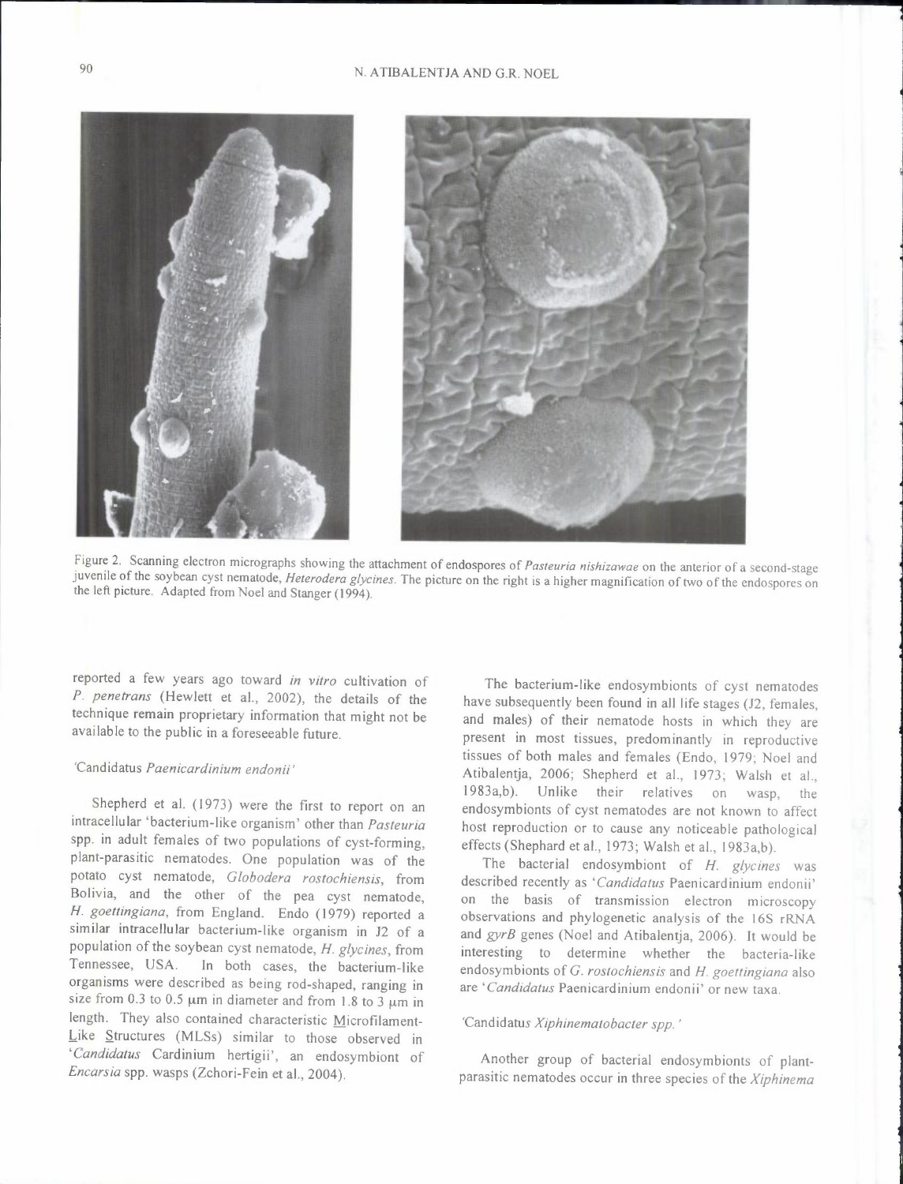Figure 2. Scanning electron micrographs showing the attachment of endospores of *Pasteuria nishizawae* on the anterior of a second-stage juvenile of the soybean cyst nematode, *Heterodera glycines*. The picture on the right is a higher magnification of two of the endospores on the left picture. Adapted from Noel and Stanger (1994).

reported a few years ago toward *in vitro* cultivation of *P. penetrans* (Hewlett et al., 2002), the details of the technique remain proprietary information that might not be available to the public in a foreseeable future.

### 'Candidatus *Paenicardinium endonii*'

Shepherd et al. (1973) were the first to report on an intracellular 'bacterium-like organism' other than *Pasteuria* spp. in adult females of two populations of cyst-forming, plant-parasitic nematodes. One population was of the potato cyst nematode, *Globodera rostochiensis*, from Bolivia, and the other of the pea cyst nematode, *H. goettingiana*, from England. Endo (1979) reported a similar intracellular bacterium-like organism in J2 of a population of the soybean cyst nematode, *H. glycines*, from Tennessee, USA. In both cases, the bacterium-like organisms were described as being rod-shaped, ranging in size from 0.3 to 0.5 μm in diameter and from 1.8 to 3 μm in length. They also contained characteristic Microfilament-Like Structures (MLSs) similar to those observed in '*Candidatus* Cardinium hertigii', an endosymbiont of *Encarsia* spp. wasps (Zchori-Fein et al., 2004).

The bacterium-like endosymbionts of cyst nematodes have subsequently been found in all life stages (J2, females, and males) of their nematode hosts in which they are present in most tissues, predominantly in reproductive tissues of both males and females (Endo, 1979; Noel and Atibalentja, 2006; Shepherd et al., 1973; Walsh et al., 1983a,b). Unlike their relatives on wasp, the endosymbionts of cyst nematodes are not known to affect host reproduction or to cause any noticeable pathological effects (Shephard et al., 1973; Walsh et al., 1983a,b).

The bacterial endosymbiont of *H. glycines* was described recently as '*Candidatus* Paenicardinium endonii' on the basis of transmission electron microscopy observations and phylogenetic analysis of the 16S rRNA and *gyrB* genes (Noel and Atibalentja, 2006). It would be interesting to determine whether the bacteria-like endosymbionts of *G. rostochiensis* and *H. goettingiana* also are '*Candidatus* Paenicardinium endonii' or new taxa.

### 'Candidatus *Xiphinematobacter spp.*'

Another group of bacterial endosymbionts of plant-parasitic nematodes occur in three species of the *Xiphinema*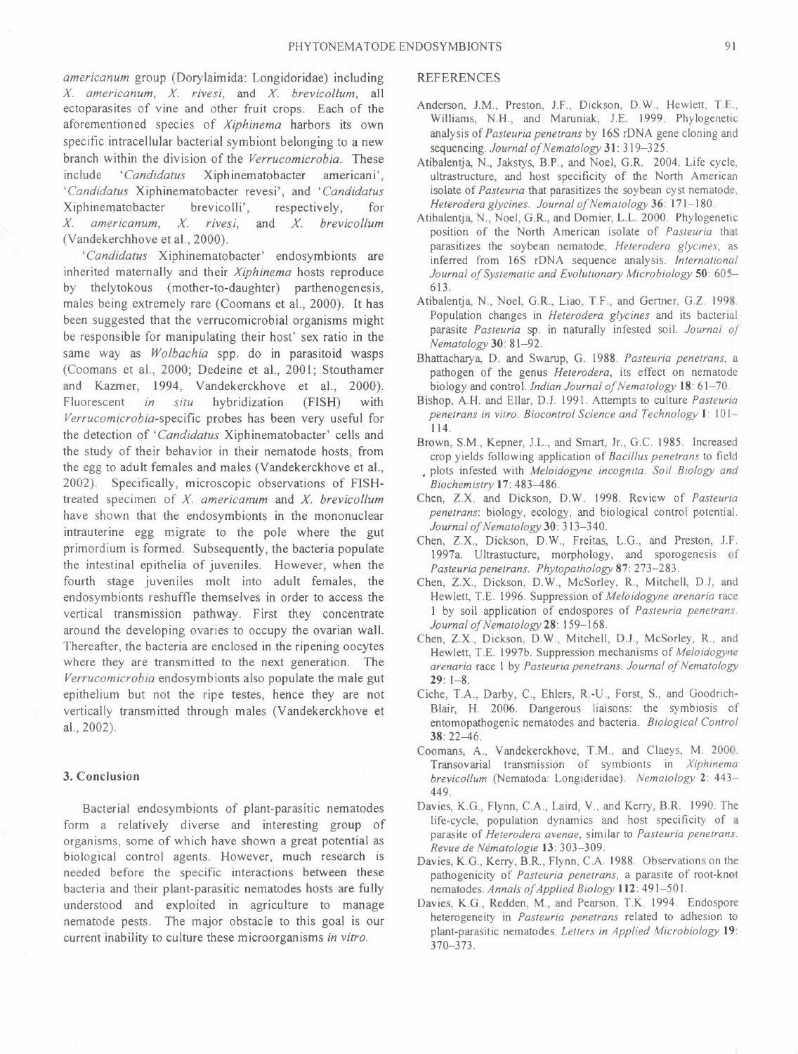*americanum* group (Dorylaimida: Longidoridae) including *X. americanum*, *X. rivesi*, and *X. brevicollum*, all ectoparasites of vine and other fruit crops. Each of the aforementioned species of *Xiphinema* harbors its own specific intracellular bacterial symbiont belonging to a new branch within the division of the *Verrucomicrobia*. These include '*Candidatus* Xiphinematobacter americani', '*Candidatus* Xiphinematobacter revesi', and '*Candidatus* Xiphinematobacter brevicolli', respectively, for *X. americanum*, *X. rivesi*, and *X. brevicollum* (Vandekerchhove et al., 2000).

'*Candidatus* Xiphinematobacter' endosymbionts are inherited maternally and their *Xiphinema* hosts reproduce by thelytokous (mother-to-daughter) parthenogenesis, males being extremely rare (Coomans et al., 2000). It has been suggested that the verrucomicrobial organisms might be responsible for manipulating their host' sex ratio in the same way as *Wolbachia* spp. do in parasitoid wasps (Coomans et al., 2000; Dedeine et al., 2001; Stouthamer and Kazmer, 1994, Vandekerckhove et al., 2000). Fluorescent *in situ* hybridization (FISH) with *Verrucomicrobia*-specific probes has been very useful for the detection of '*Candidatus* Xiphinematobacter' cells and the study of their behavior in their nematode hosts, from the egg to adult females and males (Vandekerckhove et al., 2002). Specifically, microscopic observations of FISH-treated specimen of *X. americanum* and *X. brevicollum* have shown that the endosymbionts in the mononuclear intrauterine egg migrate to the pole where the gut primordium is formed. Subsequently, the bacteria populate the intestinal epithelia of juveniles. However, when the fourth stage juveniles molt into adult females, the endosymbionts reshuffle themselves in order to access the vertical transmission pathway. First they concentrate around the developing ovaries to occupy the ovarian wall. Thereafter, the bacteria are enclosed in the ripening oocytes where they are transmitted to the next generation. The *Verrucomicrobia* endosymbionts also populate the male gut epithelium but not the ripe testes, hence they are not vertically transmitted through males (Vandekerckhove et al., 2002).

## 3. Conclusion

Bacterial endosymbionts of plant-parasitic nematodes form a relatively diverse and interesting group of organisms, some of which have shown a great potential as biological control agents. However, much research is needed before the specific interactions between these bacteria and their plant-parasitic nematodes hosts are fully understood and exploited in agriculture to manage nematode pests. The major obstacle to this goal is our current inability to culture these microorganisms *in vitro*.

## REFERENCES

Anderson, J.M., Preston, J.F., Dickson, D.W., Hewlett, T.E., Williams, N.H., and Maruniak, J.E. 1999. Phylogenetic analysis of *Pasteuria penetrans* by 16S rDNA gene cloning and sequencing. *Journal of Nematology* **31**: 319–325.

Atibalentja, N., Jakstys, B.P., and Noel, G.R. 2004. Life cycle, ultrastructure, and host specificity of the North American isolate of *Pasteuria* that parasitizes the soybean cyst nematode, *Heterodera glycines*. *Journal of Nematology* **36**: 171–180.

Atibalentja, N., Noel, G.R., and Domier, L.L. 2000. Phylogenetic position of the North American isolate of *Pasteuria* that parasitizes the soybean nematode, *Heterodera glycines*, as inferred from 16S rDNA sequence analysis. *International Journal of Systematic and Evolutionary Microbiology* **50**: 605–613.

Atibalentja, N., Noel, G.R., Liao, T.F., and Gertner, G.Z. 1998. Population changes in *Heterodera glycines* and its bacterial parasite *Pasteuria* sp. in naturally infested soil. *Journal of Nematology* **30**: 81–92.

Bhattacharya, D. and Swarup, G. 1988. *Pasteuria penetrans*, a pathogen of the genus *Heterodera*, its effect on nematode biology and control. *Indian Journal of Nematology* **18**: 61–70.

Bishop, A.H. and Ellar, D.J. 1991. Attempts to culture *Pasteuria penetrans in vitro*. *Biocontrol Science and Technology* **1**: 101–114.

Brown, S.M., Kepner, J.L., and Smart, Jr., G.C. 1985. Increased crop yields following application of *Bacillus penetrans* to field plots infested with *Meloidogyne incognita*. *Soil Biology and Biochemistry* **17**: 483–486.

Chen, Z.X. and Dickson, D.W. 1998. Review of *Pasteuria penetrans*: biology, ecology, and biological control potential. *Journal of Nematology* **30**: 313–340.

Chen, Z.X., Dickson, D.W., Freitas, L.G., and Preston, J.F. 1997a. Ultrastucture, morphology, and sporogenesis of *Pasteuria penetrans*. *Phytopathology* **87**: 273–283.

Chen, Z.X., Dickson, D.W., McSorley, R., Mitchell, D.J, and Hewlett, T.E. 1996. Suppression of *Meloidogyne arenaria* race 1 by soil application of endospores of *Pasteuria penetrans*. *Journal of Nematology* **28**: 159–168.

Chen, Z.X., Dickson, D.W., Mitchell, D.J., McSorley, R., and Hewlett, T.E. 1997b. Suppression mechanisms of *Meloidogyne arenaria* race 1 by *Pasteuria penetrans*. *Journal of Nematology* **29**: 1–8.

Ciche, T.A., Darby, C., Ehlers, R.-U., Forst, S., and Goodrich-Blair, H. 2006. Dangerous liaisons: the symbiosis of entomopathogenic nematodes and bacteria. *Biological Control* **38**: 22–46.

Coomans, A., Vandekerckhove, T.M., and Claeys, M. 2000. Transovarial transmission of symbionts in *Xiphinema brevicollum* (Nematoda: Longideridae). *Nematology* **2**: 443–449.

Davies, K.G., Flynn, C.A., Laird, V., and Kerry, B.R. 1990. The life-cycle, population dynamics and host specificity of a parasite of *Heterodera avenae*, similar to *Pasteuria penetrans*. *Revue de Nématologie* **13**: 303–309.

Davies, K.G., Kerry, B.R., Flynn, C.A. 1988. Observations on the pathogenicity of *Pasteuria penetrans*, a parasite of root-knot nematodes. *Annals of Applied Biology* **112**: 491–501.

Davies, K.G., Redden, M., and Pearson, T.K. 1994. Endospore heterogeneity in *Pasteuria penetrans* related to adhesion to plant-parasitic nematodes. *Letters in Applied Microbiology* **19**: 370–373.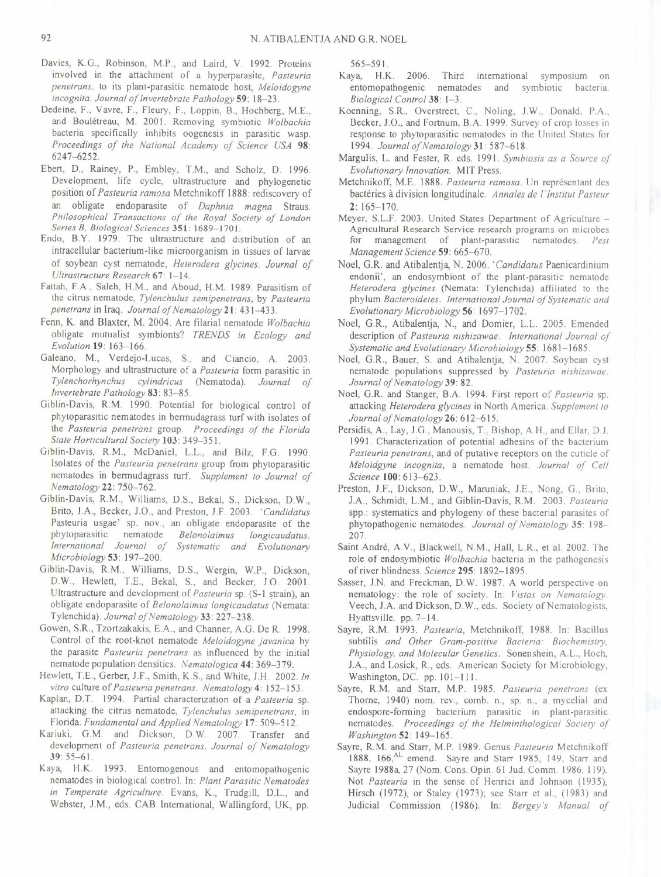Davies, K.G., Robinson, M.P., and Laird, V. 1992. Proteins involved in the attachment of a hyperparasite, *Pasteuria penetrans*, to its plant-parasitic nematode host, *Meloidogyne incognita*. *Journal of Invertebrate Pathology* **59**: 18–23.

Dedeine, F., Vavre, F., Fleury, F., Loppin, B., Hochberg, M.E., and Boulétreau, M. 2001. Removing symbiotic *Wolbachia* bacteria specifically inhibits oogenesis in parasitic wasp. *Proceedings of the National Academy of Science USA* **98**: 6247–6252.

Ebert, D., Rainey, P., Embley, T.M., and Scholz, D. 1996. Development, life cycle, ultrastructure and phylogenetic position of *Pasteuria ramosa* Metchnikoff 1888: rediscovery of an obligate endoparasite of *Daphnia magna* Straus. *Philosophical Transactions of the Royal Society of London Series B, Biological Sciences* **351**: 1689–1701.

Endo, B.Y. 1979. The ultrastructure and distribution of an intracellular bacterium-like microorganism in tissues of larvae of soybean cyst nematode, *Heterodera glycines*. *Journal of Ultrastructure Research* **67**: 1–14.

Fattah, F.A., Saleh, H.M., and Aboud, H.M. 1989. Parasitism of the citrus nematode, *Tylenchulus semipenetrans*, by *Pasteuria penetrans* in Iraq. *Journal of Nematology* **21**: 431–433.

Fenn, K. and Blaxter, M. 2004. Are filarial nematode *Wolbachia* obligate mutualist symbionts? *TRENDS in Ecology and Evolution* **19**: 163–166.

Galeano, M., Verdejo-Lucas, S., and Ciancio, A. 2003. Morphology and ultrastructure of a *Pasteuria* form parasitic in *Tylenchorhynchus cylindricus* (Nematoda). *Journal of Invertebrate Pathology* **83**: 83–85.

Giblin-Davis, R.M. 1990. Potential for biological control of phytoparasitic nematodes in bermudagrass turf with isolates of the *Pasteuria penetrans* group. *Proceedings of the Florida State Horticultural Society* **103**: 349–351.

Giblin-Davis, R.M., McDaniel, L.L., and Bilz, F.G. 1990. Isolates of the *Pasteuria penetrans* group from phytoparasitic nematodes in bermudagrass turf. *Supplement to Journal of Nematology* **22**: 750–762.

Giblin-Davis, R.M., Williams, D.S., Bekal, S., Dickson, D.W., Brito, J.A., Becker, J.O., and Preston, J.F. 2003. '*Candidatus* Pasteuria usgae' sp. nov., an obligate endoparasite of the phytoparasitic nematode *Belonolaimus longicaudatus*. *International Journal of Systematic and Evolutionary Microbiology* **53**: 197–200.

Giblin-Davis, R.M., Williams, D.S., Wergin, W.P., Dickson, D.W., Hewlett, T.E., Bekal, S., and Becker, J.O. 2001. Ultrastructure and development of *Pasteuria* sp. (S-1 strain), an obligate endoparasite of *Belonolaimus longicaudatus* (Nemata: Tylenchida). *Journal of Nematology* **33**: 227–238.

Gowen, S.R., Tzortzakakis, E.A., and Channer, A.G. De R. 1998. Control of the root-knot nematode *Meloidogyne javanica* by the parasite *Pasteuria penetrans* as influenced by the initial nematode population densities. *Nematologica* **44**: 369–379.

Hewlett, T.E., Gerber, J.F., Smith, K.S., and White, J.H. 2002. *In vitro* culture of *Pasteuria penetrans*. *Nematology* **4**: 152–153.

Kaplan, D.T. 1994. Partial characterization of a *Pasteuria* sp. attacking the citrus nematode, *Tylenchulus semipenetrans*, in Florida. *Fundamental and Applied Nematology* **17**: 509–512.

Kariuki, G.M. and Dickson, D.W. 2007. Transfer and development of *Pasteuria penetrans*. *Journal of Nematology* **39**: 55–61.

Kaya, H.K. 1993. Entomogenous and entomopathogenic nematodes in biological control. In: *Plant Parasitic Nematodes in Temperate Agriculture*. Evans, K., Trudgill, D.L., and Webster, J.M., eds. CAB International, Wallingford, UK, pp. 565–591.

Kaya, H.K. 2006. Third international symposium on entomopathogenic nematodes and symbiotic bacteria. *Biological Control* **38**: 1–3.

Koenning, S.R., Overstreet, C., Noling, J.W., Donald, P.A., Becker, J.O., and Fortnum, B.A. 1999. Survey of crop losses in response to phytoparasitic nematodes in the United States for 1994. *Journal of Nematology* **31**: 587–618.

Margulis, L. and Fester, R. eds. 1991. *Symbiosis as a Source of Evolutionary Innovation*. MIT Press.

Metchnikoff, M.E. 1888. *Pasteuria ramosa*. Un représentant des bactéries à division longitudinale. *Annales de l'Institut Pasteur* **2**: 165–170.

Meyer, S.L.F. 2003. United States Department of Agriculture – Agricultural Research Service research programs on microbes for management of plant-parasitic nematodes. *Pest Management Science* **59**: 665–670.

Noel, G.R. and Atibalentja, N. 2006. '*Candidatus* Paenicardinium endonii', an endosymbiont of the plant-parasitic nematode *Heterodera glycines* (Nemata: Tylenchida) affiliated to the phylum *Bacteroidetes*. *International Journal of Systematic and Evolutionary Microbiology* **56**: 1697–1702.

Noel, G.R., Atibalentja, N., and Domier, L.L. 2005. Emended description of *Pasteuria nishizawae*. *International Journal of Systematic and Evolutionary Microbiology* **55**: 1681–1685.

Noel, G.R., Bauer, S. and Atibalentja, N. 2007. Soybean cyst nematode populations suppressed by *Pasteuria nishizawae*. *Journal of Nematology* **39**: 82.

Noel, G.R. and Stanger, B.A. 1994. First report of *Pasteuria* sp. attacking *Heterodera glycines* in North America. *Supplement to Journal of Nematology* **26**: 612–615.

Persidis, A., Lay, J.G., Manousis, T., Bishop, A.H., and Ellar, D.J. 1991. Characterization of potential adhesins of the bacterium *Pasteuria penetrans*, and of putative receptors on the cuticle of *Meloidgyne incognita*, a nematode host. *Journal of Cell Science* **100**: 613–623.

Preston, J.F., Dickson, D.W., Maruniak, J.E., Nong, G., Brito, J.A., Schmidt, L.M., and Giblin-Davis, R.M. 2003. *Pasteuria* spp.: systematics and phylogeny of these bacterial parasites of phytopathogenic nematodes. *Journal of Nematology* **35**: 198–207.

Saint André, A.V., Blackwell, N.M., Hall, L.R., et al. 2002. The role of endosymbiotic *Wolbachia* bacteria in the pathogenesis of river blindness. *Science* **295**: 1892–1895.

Sasser, J.N. and Freckman, D.W. 1987. A world perspective on nematology: the role of society. In: *Vistas on Nematology*. Veech, J.A. and Dickson, D.W., eds. Society of Nematologists, Hyattsville. pp. 7–14.

Sayre, R.M. 1993. *Pasteuria*, Metchnikoff, 1888. In: Bacillus subtilis *and Other Gram-positive Bacteria: Biochemistry, Physiology, and Molecular Genetics*. Sonenshein, A.L., Hoch, J.A., and Losick, R., eds. American Society for Microbiology, Washington, DC. pp. 101–111.

Sayre, R.M. and Starr, M.P. 1985. *Pasteuria penetrans* (ex Thorne, 1940) nom. rev., comb. n., sp. n., a mycelial and endospore-forming bacterium parasitic in plant-parasitic nematodes. *Proceedings of the Helminthological Society of Washington* **52**: 149–165.

Sayre, R.M. and Starr, M.P. 1989. Genus *Pasteuria* Metchnikoff 1888, 166,[AL] emend. Sayre and Starr 1985, 149, Starr and Sayre 1988a, 27 (Nom. Cons. Opin. 61 Jud. Comm. 1986, 119). Not *Pasteuria* in the sense of Henrici and Johnson (1935), Hirsch (1972), or Staley (1973); see Starr et al., (1983) and Judicial Commission (1986). In: *Bergey's Manual of*